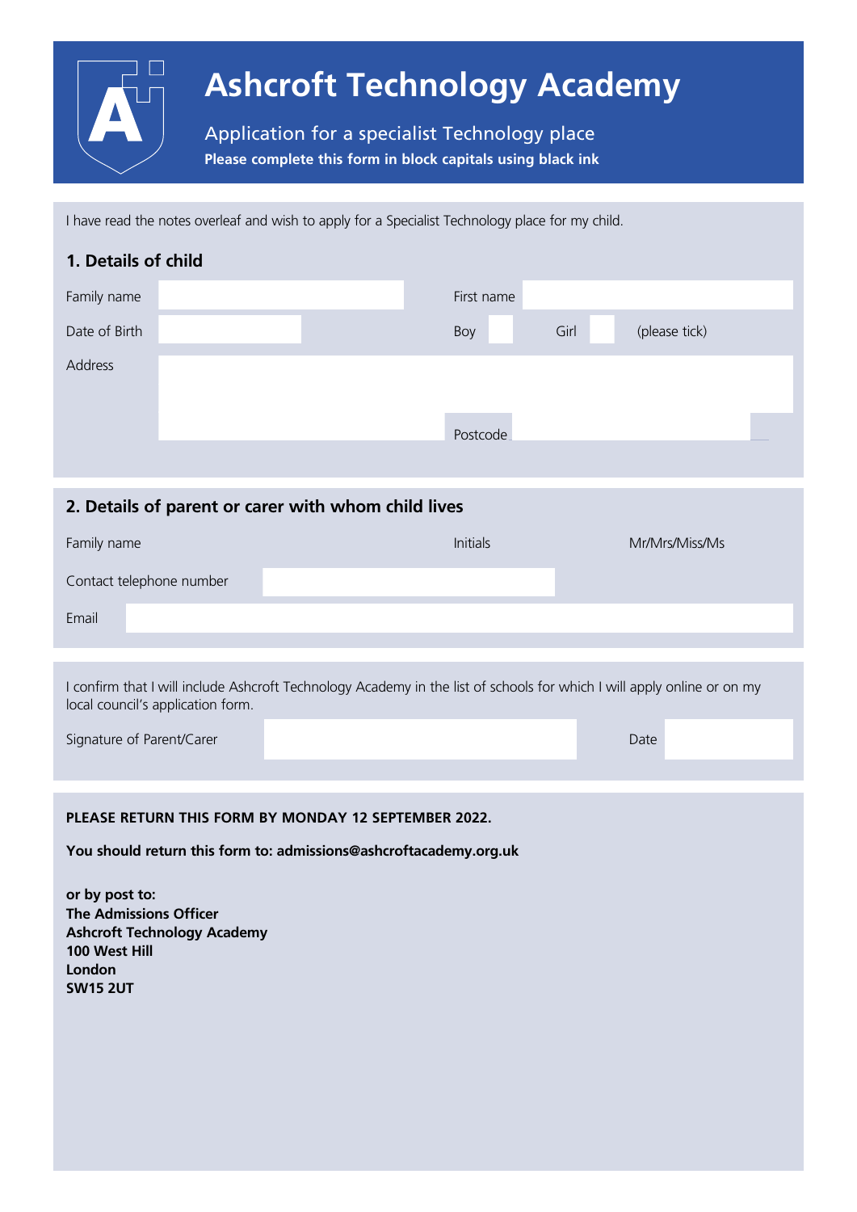# Ashcroft Technology Academy

## Application for a specialist Technology place

**Please complete this form in block capitals using black ink**

I have read the notes overleaf and wish to apply for a Specialist Technology place for my child.

### 1. Details of child

Family name 

First name 

Date of Birth 

Boy ☐ Girl ☐ (please tick)

Address 

Postcode 

### 2. Details of parent or carer with whom child lives

Family name 

Initials 

Mr/Mrs/Miss/Ms

Contact telephone number 

Email 

I confirm that I will include Ashcroft Technology Academy in the list of schools for which I will apply online or on my local council's application form.

Signature of Parent/Carer 

Date 

**PLEASE RETURN THIS FORM BY MONDAY 12 SEPTEMBER 2022.**

**You should return this form to: admissions@ashcroftacademy.org.uk**

**or by post to:**
**The Admissions Officer**
**Ashcroft Technology Academy**
**100 West Hill**
**London**
**SW15 2UT**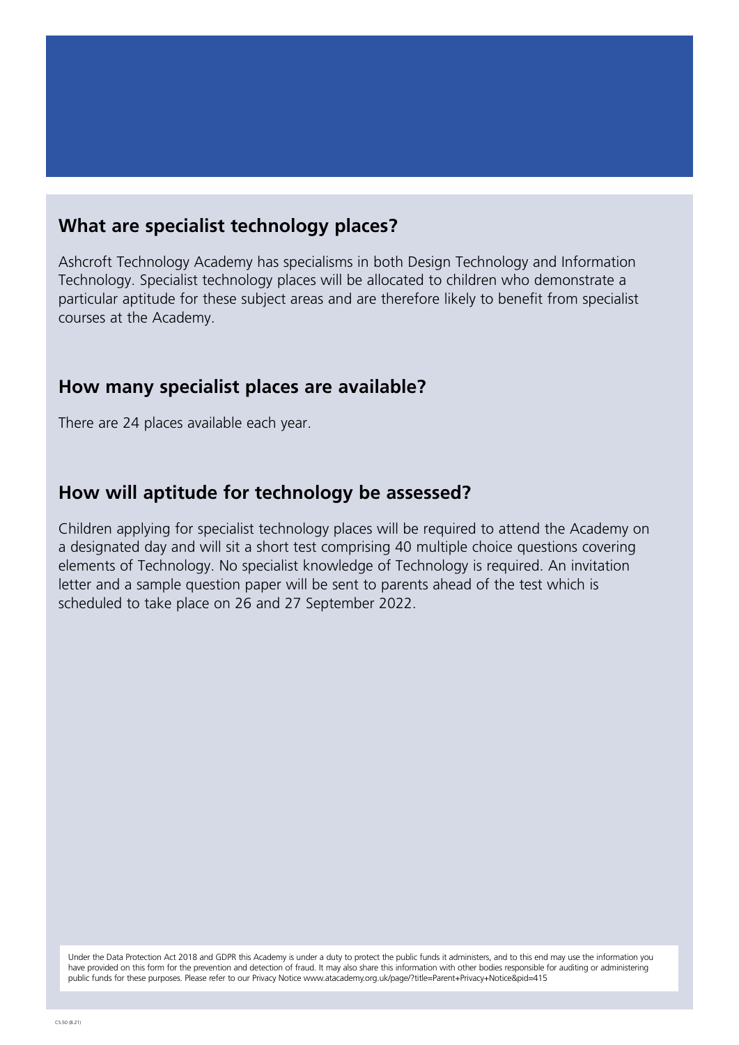## What are specialist technology places?

Ashcroft Technology Academy has specialisms in both Design Technology and Information Technology. Specialist technology places will be allocated to children who demonstrate a particular aptitude for these subject areas and are therefore likely to benefit from specialist courses at the Academy.

## How many specialist places are available?

There are 24 places available each year.

## How will aptitude for technology be assessed?

Children applying for specialist technology places will be required to attend the Academy on a designated day and will sit a short test comprising 40 multiple choice questions covering elements of Technology. No specialist knowledge of Technology is required. An invitation letter and a sample question paper will be sent to parents ahead of the test which is scheduled to take place on 26 and 27 September 2022.

Under the Data Protection Act 2018 and GDPR this Academy is under a duty to protect the public funds it administers, and to this end may use the information you have provided on this form for the prevention and detection of fraud. It may also share this information with other bodies responsible for auditing or administering public funds for these purposes. Please refer to our Privacy Notice www.atacademy.org.uk/page/?title=Parent+Privacy+Notice&pid=415

CS.50 (8.21)